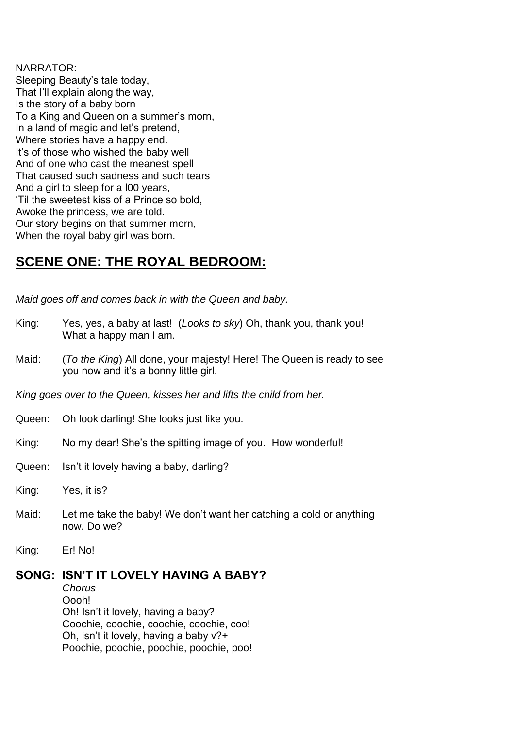NARRATOR:
Sleeping Beauty's tale today,
That I'll explain along the way,
Is the story of a baby born
To a King and Queen on a summer's morn,
In a land of magic and let's pretend,
Where stories have a happy end.
It's of those who wished the baby well
And of one who cast the meanest spell
That caused such sadness and such tears
And a girl to sleep for a l00 years,
'Til the sweetest kiss of a Prince so bold,
Awoke the princess, we are told.
Our story begins on that summer morn,
When the royal baby girl was born.

## SCENE ONE: THE ROYAL BEDROOM:

*Maid goes off and comes back in with the Queen and baby.*

King: Yes, yes, a baby at last! (*Looks to sky*) Oh, thank you, thank you! What a happy man I am.

Maid: (*To the King*) All done, your majesty! Here! The Queen is ready to see you now and it's a bonny little girl.

*King goes over to the Queen, kisses her and lifts the child from her.*

Queen: Oh look darling! She looks just like you.

King: No my dear! She's the spitting image of you. How wonderful!

Queen: Isn't it lovely having a baby, darling?

King: Yes, it is?

Maid: Let me take the baby! We don't want her catching a cold or anything now. Do we?

King: Er! No!

### SONG: ISN'T IT LOVELY HAVING A BABY?

*Chorus*
Oooh!
Oh! Isn't it lovely, having a baby?
Coochie, coochie, coochie, coochie, coo!
Oh, isn't it lovely, having a baby v?+
Poochie, poochie, poochie, poochie, poo!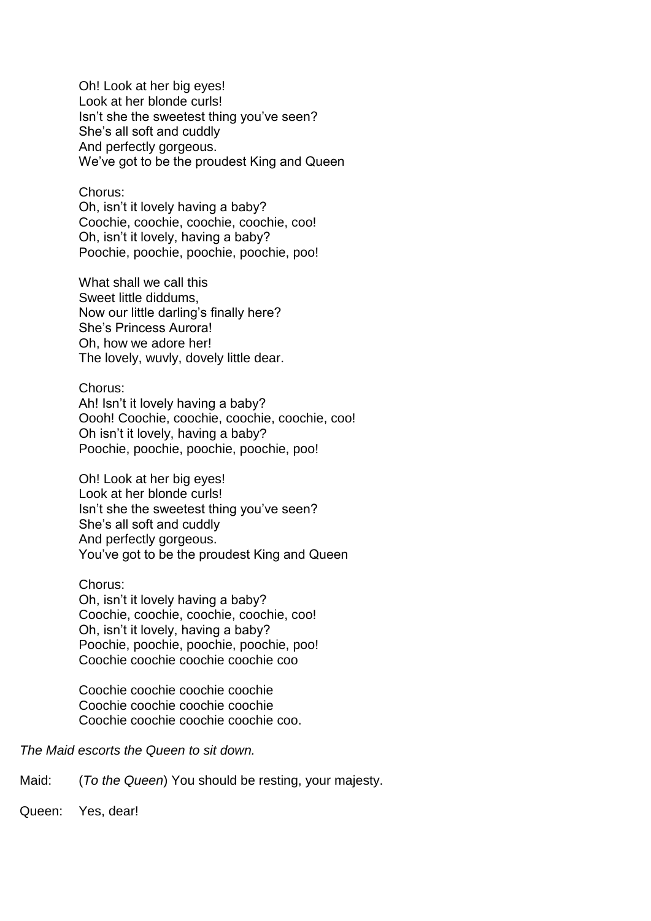Oh! Look at her big eyes!  
Look at her blonde curls!  
Isn't she the sweetest thing you've seen?  
She's all soft and cuddly  
And perfectly gorgeous.  
We've got to be the proudest King and Queen

Chorus:  
Oh, isn't it lovely having a baby?  
Coochie, coochie, coochie, coochie, coo!  
Oh, isn't it lovely, having a baby?  
Poochie, poochie, poochie, poochie, poo!

What shall we call this  
Sweet little diddums,  
Now our little darling's finally here?  
She's Princess Aurora!  
Oh, how we adore her!  
The lovely, wuvly, dovely little dear.

Chorus:  
Ah! Isn't it lovely having a baby?  
Oooh! Coochie, coochie, coochie, coochie, coo!  
Oh isn't it lovely, having a baby?  
Poochie, poochie, poochie, poochie, poo!

Oh! Look at her big eyes!  
Look at her blonde curls!  
Isn't she the sweetest thing you've seen?  
She's all soft and cuddly  
And perfectly gorgeous.  
You've got to be the proudest King and Queen

Chorus:  
Oh, isn't it lovely having a baby?  
Coochie, coochie, coochie, coochie, coo!  
Oh, isn't it lovely, having a baby?  
Poochie, poochie, poochie, poochie, poo!  
Coochie coochie coochie coochie coo

Coochie coochie coochie coochie  
Coochie coochie coochie coochie  
Coochie coochie coochie coochie coo.

*The Maid escorts the Queen to sit down.*

Maid: (*To the Queen*) You should be resting, your majesty.

Queen: Yes, dear!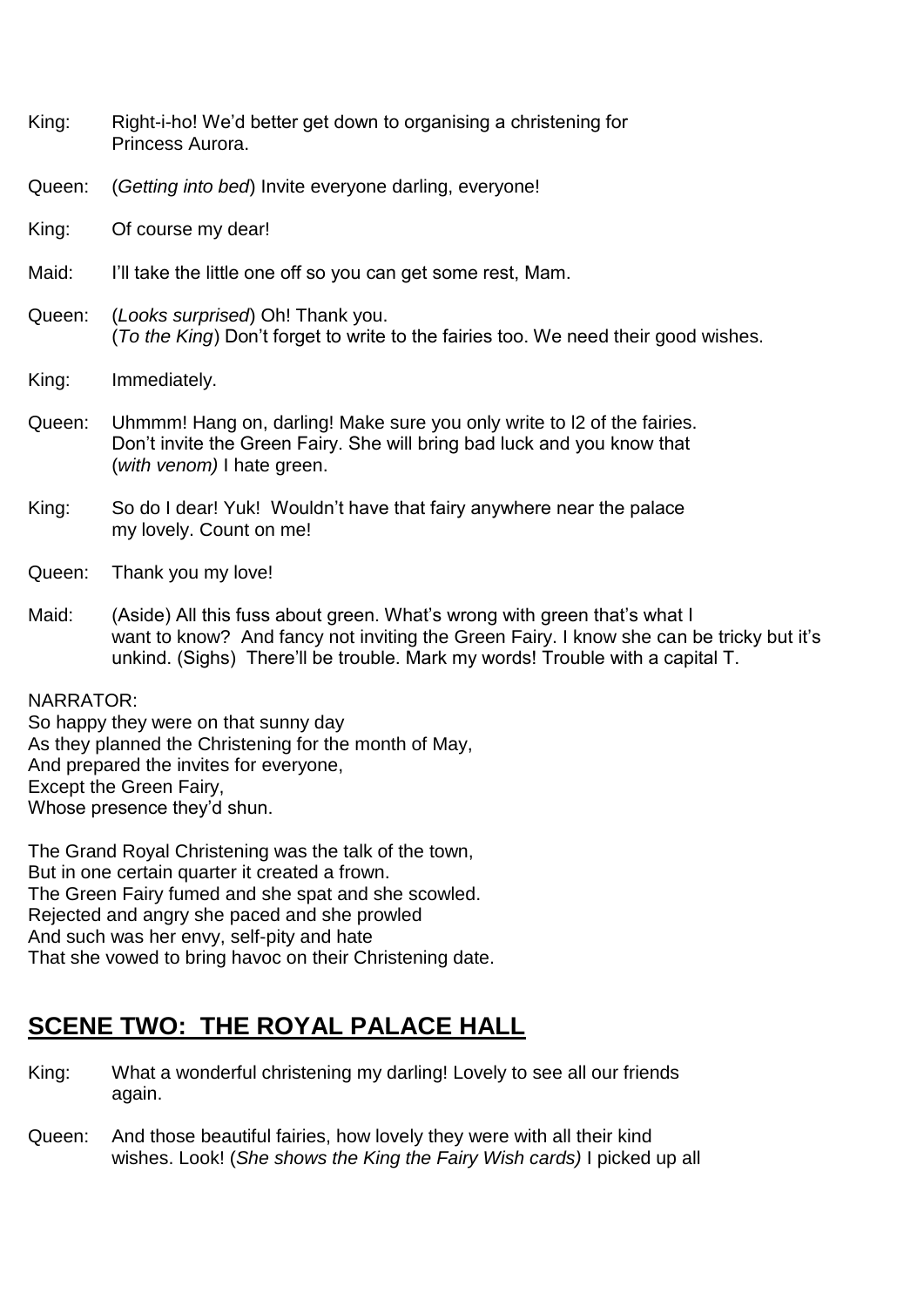King: Right-i-ho! We'd better get down to organising a christening for Princess Aurora.

Queen: (*Getting into bed*) Invite everyone darling, everyone!

King: Of course my dear!

Maid: I'll take the little one off so you can get some rest, Mam.

Queen: (*Looks surprised*) Oh! Thank you.
(*To the King*) Don't forget to write to the fairies too. We need their good wishes.

King: Immediately.

Queen: Uhmmm! Hang on, darling! Make sure you only write to l2 of the fairies. Don't invite the Green Fairy. She will bring bad luck and you know that (*with venom)* I hate green.

King: So do I dear! Yuk! Wouldn't have that fairy anywhere near the palace my lovely. Count on me!

Queen: Thank you my love!

Maid: (Aside) All this fuss about green. What's wrong with green that's what I want to know? And fancy not inviting the Green Fairy. I know she can be tricky but it's unkind. (Sighs) There'll be trouble. Mark my words! Trouble with a capital T.

NARRATOR:
So happy they were on that sunny day
As they planned the Christening for the month of May,
And prepared the invites for everyone,
Except the Green Fairy,
Whose presence they'd shun.

The Grand Royal Christening was the talk of the town,
But in one certain quarter it created a frown.
The Green Fairy fumed and she spat and she scowled.
Rejected and angry she paced and she prowled
And such was her envy, self-pity and hate
That she vowed to bring havoc on their Christening date.

## SCENE TWO: THE ROYAL PALACE HALL

King: What a wonderful christening my darling! Lovely to see all our friends again.

Queen: And those beautiful fairies, how lovely they were with all their kind wishes. Look! (*She shows the King the Fairy Wish cards)* I picked up all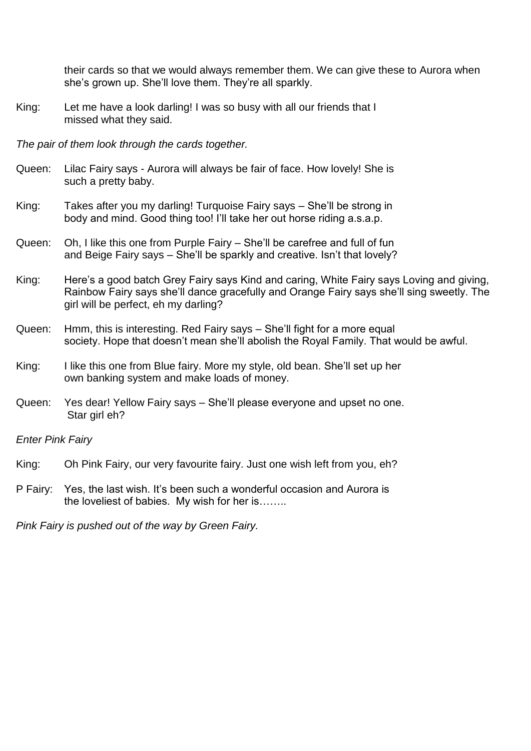their cards so that we would always remember them. We can give these to Aurora when she's grown up. She'll love them. They're all sparkly.

King: Let me have a look darling! I was so busy with all our friends that I missed what they said.

*The pair of them look through the cards together.*

Queen: Lilac Fairy says - Aurora will always be fair of face. How lovely! She is such a pretty baby.

King: Takes after you my darling! Turquoise Fairy says – She'll be strong in body and mind. Good thing too! I'll take her out horse riding a.s.a.p.

Queen: Oh, I like this one from Purple Fairy – She'll be carefree and full of fun and Beige Fairy says – She'll be sparkly and creative. Isn't that lovely?

King: Here's a good batch Grey Fairy says Kind and caring, White Fairy says Loving and giving, Rainbow Fairy says she'll dance gracefully and Orange Fairy says she'll sing sweetly. The girl will be perfect, eh my darling?

Queen: Hmm, this is interesting. Red Fairy says – She'll fight for a more equal society. Hope that doesn't mean she'll abolish the Royal Family. That would be awful.

King: I like this one from Blue fairy. More my style, old bean. She'll set up her own banking system and make loads of money.

Queen: Yes dear! Yellow Fairy says – She'll please everyone and upset no one. Star girl eh?

*Enter Pink Fairy*

King: Oh Pink Fairy, our very favourite fairy. Just one wish left from you, eh?

P Fairy: Yes, the last wish. It's been such a wonderful occasion and Aurora is the loveliest of babies. My wish for her is……..

*Pink Fairy is pushed out of the way by Green Fairy.*